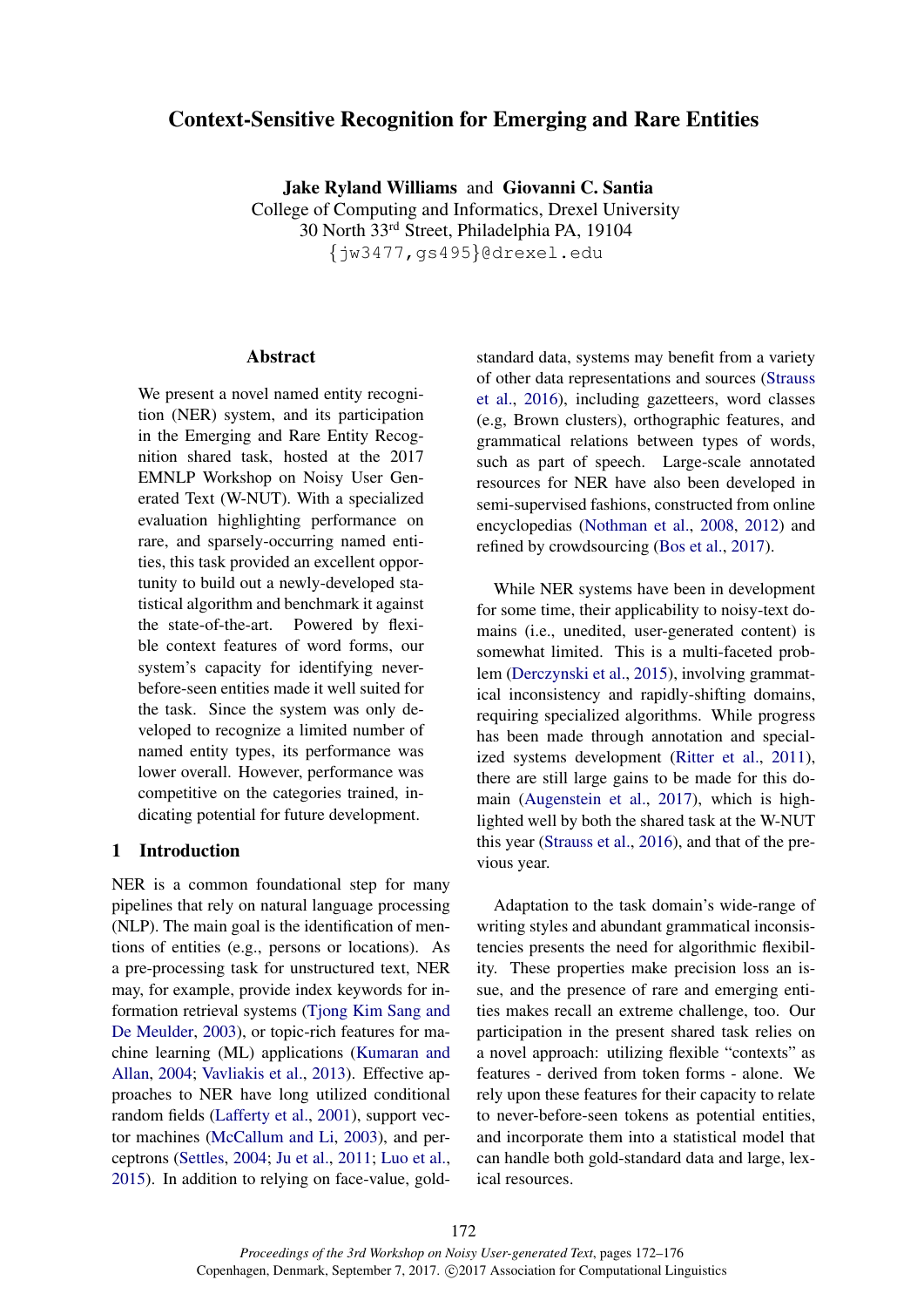# Context-Sensitive Recognition for Emerging and Rare Entities

**Jake Ryland Williams** and **Giovanni C. Santia**
College of Computing and Informatics, Drexel University
30 North 33rd Street, Philadelphia PA, 19104
{jw3477,gs495}@drexel.edu

## Abstract

We present a novel named entity recognition (NER) system, and its participation in the Emerging and Rare Entity Recognition shared task, hosted at the 2017 EMNLP Workshop on Noisy User Generated Text (W-NUT). With a specialized evaluation highlighting performance on rare, and sparsely-occurring named entities, this task provided an excellent opportunity to build out a newly-developed statistical algorithm and benchmark it against the state-of-the-art. Powered by flexible context features of word forms, our system's capacity for identifying never-before-seen entities made it well suited for the task. Since the system was only developed to recognize a limited number of named entity types, its performance was lower overall. However, performance was competitive on the categories trained, indicating potential for future development.

## 1 Introduction

NER is a common foundational step for many pipelines that rely on natural language processing (NLP). The main goal is the identification of mentions of entities (e.g., persons or locations). As a pre-processing task for unstructured text, NER may, for example, provide index keywords for information retrieval systems (Tjong Kim Sang and De Meulder, 2003), or topic-rich features for machine learning (ML) applications (Kumaran and Allan, 2004; Vavliakis et al., 2013). Effective approaches to NER have long utilized conditional random fields (Lafferty et al., 2001), support vector machines (McCallum and Li, 2003), and perceptrons (Settles, 2004; Ju et al., 2011; Luo et al., 2015). In addition to relying on face-value, gold-standard data, systems may benefit from a variety of other data representations and sources (Strauss et al., 2016), including gazetteers, word classes (e.g, Brown clusters), orthographic features, and grammatical relations between types of words, such as part of speech. Large-scale annotated resources for NER have also been developed in semi-supervised fashions, constructed from online encyclopedias (Nothman et al., 2008, 2012) and refined by crowdsourcing (Bos et al., 2017).

While NER systems have been in development for some time, their applicability to noisy-text domains (i.e., unedited, user-generated content) is somewhat limited. This is a multi-faceted problem (Derczynski et al., 2015), involving grammatical inconsistency and rapidly-shifting domains, requiring specialized algorithms. While progress has been made through annotation and specialized systems development (Ritter et al., 2011), there are still large gains to be made for this domain (Augenstein et al., 2017), which is highlighted well by both the shared task at the W-NUT this year (Strauss et al., 2016), and that of the previous year.

Adaptation to the task domain's wide-range of writing styles and abundant grammatical inconsistencies presents the need for algorithmic flexibility. These properties make precision loss an issue, and the presence of rare and emerging entities makes recall an extreme challenge, too. Our participation in the present shared task relies on a novel approach: utilizing flexible "contexts" as features - derived from token forms - alone. We rely upon these features for their capacity to relate to never-before-seen tokens as potential entities, and incorporate them into a statistical model that can handle both gold-standard data and large, lexical resources.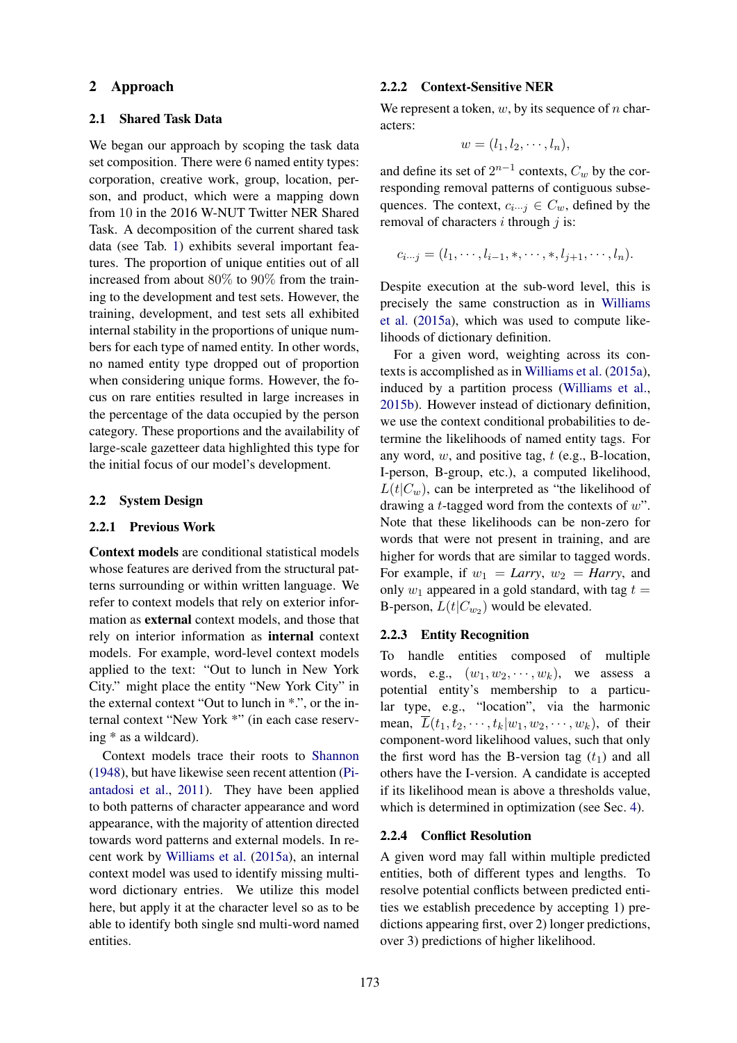## 2 Approach

### 2.1 Shared Task Data

We began our approach by scoping the task data set composition. There were 6 named entity types: corporation, creative work, group, location, person, and product, which were a mapping down from 10 in the 2016 W-NUT Twitter NER Shared Task. A decomposition of the current shared task data (see Tab. 1) exhibits several important features. The proportion of unique entities out of all increased from about 80% to 90% from the training to the development and test sets. However, the training, development, and test sets all exhibited internal stability in the proportions of unique numbers for each type of named entity. In other words, no named entity type dropped out of proportion when considering unique forms. However, the focus on rare entities resulted in large increases in the percentage of the data occupied by the person category. These proportions and the availability of large-scale gazetteer data highlighted this type for the initial focus of our model's development.

### 2.2 System Design

#### 2.2.1 Previous Work

**Context models** are conditional statistical models whose features are derived from the structural patterns surrounding or within written language. We refer to context models that rely on exterior information as **external** context models, and those that rely on interior information as **internal** context models. For example, word-level context models applied to the text: "Out to lunch in New York City." might place the entity "New York City" in the external context "Out to lunch in *.", or the internal context "New York *" (in each case reserving * as a wildcard).

Context models trace their roots to Shannon (1948), but have likewise seen recent attention (Piantadosi et al., 2011). They have been applied to both patterns of character appearance and word appearance, with the majority of attention directed towards word patterns and external models. In recent work by Williams et al. (2015a), an internal context model was used to identify missing multi-word dictionary entries. We utilize this model here, but apply it at the character level so as to be able to identify both single snd multi-word named entities.

#### 2.2.2 Context-Sensitive NER

We represent a token, $w$, by its sequence of $n$ characters:

$$w = (l_1, l_2, \cdots, l_n),$$

and define its set of $2^{n-1}$ contexts, $C_w$ by the corresponding removal patterns of contiguous subsequences. The context, $c_{i \cdots j} \in C_w$, defined by the removal of characters $i$ through $j$ is:

$$c_{i \cdots j} = (l_1, \cdots, l_{i-1}, *, \cdots, *, l_{j+1}, \cdots, l_n).$$

Despite execution at the sub-word level, this is precisely the same construction as in Williams et al. (2015a), which was used to compute likelihoods of dictionary definition.

For a given word, weighting across its contexts is accomplished as in Williams et al. (2015a), induced by a partition process (Williams et al., 2015b). However instead of dictionary definition, we use the context conditional probabilities to determine the likelihoods of named entity tags. For any word, $w$, and positive tag, $t$ (e.g., B-location, I-person, B-group, etc.), a computed likelihood, $L(t|C_w)$, can be interpreted as "the likelihood of drawing a $t$-tagged word from the contexts of $w$". Note that these likelihoods can be non-zero for words that were not present in training, and are higher for words that are similar to tagged words. For example, if $w_1$ = *Larry*, $w_2$ = *Harry*, and only $w_1$ appeared in a gold standard, with tag $t$ = B-person, $L(t|C_{w_2})$ would be elevated.

#### 2.2.3 Entity Recognition

To handle entities composed of multiple words, e.g., $(w_1, w_2, \cdots, w_k)$, we assess a potential entity's membership to a particular type, e.g., "location", via the harmonic mean, $\overline{L}(t_1, t_2, \cdots, t_k | w_1, w_2, \cdots, w_k)$, of their component-word likelihood values, such that only the first word has the B-version tag ($t_1$) and all others have the I-version. A candidate is accepted if its likelihood mean is above a thresholds value, which is determined in optimization (see Sec. 4).

#### 2.2.4 Conflict Resolution

A given word may fall within multiple predicted entities, both of different types and lengths. To resolve potential conflicts between predicted entities we establish precedence by accepting 1) predictions appearing first, over 2) longer predictions, over 3) predictions of higher likelihood.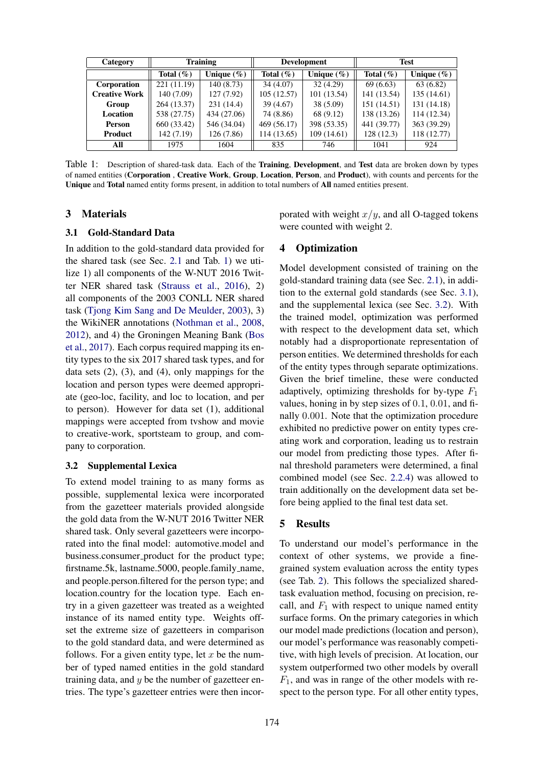| Category | Training | | Development | | Test | |
|---|---|---|---|---|---|---|
| | Total (%) | Unique (%) | Total (%) | Unique (%) | Total (%) | Unique (%) |
| **Corporation** | 221 (11.19) | 140 (8.73) | 34 (4.07) | 32 (4.29) | 69 (6.63) | 63 (6.82) |
| **Creative Work** | 140 (7.09) | 127 (7.92) | 105 (12.57) | 101 (13.54) | 141 (13.54) | 135 (14.61) |
| **Group** | 264 (13.37) | 231 (14.4) | 39 (4.67) | 38 (5.09) | 151 (14.51) | 131 (14.18) |
| **Location** | 538 (27.75) | 434 (27.06) | 74 (8.86) | 68 (9.12) | 138 (13.26) | 114 (12.34) |
| **Person** | 660 (33.42) | 546 (34.04) | 469 (56.17) | 398 (53.35) | 441 (39.77) | 363 (39.29) |
| **Product** | 142 (7.19) | 126 (7.86) | 114 (13.65) | 109 (14.61) | 128 (12.3) | 118 (12.77) |
| **All** | 1975 | 1604 | 835 | 746 | 1041 | 924 |

Table 1: Description of shared-task data. Each of the **Training**, **Development**, and **Test** data are broken down by types of named entities (**Corporation** , **Creative Work**, **Group**, **Location**, **Person**, and **Product**), with counts and percents for the **Unique** and **Total** named entity forms present, in addition to total numbers of **All** named entities present.

## 3 Materials

### 3.1 Gold-Standard Data

In addition to the gold-standard data provided for the shared task (see Sec. 2.1 and Tab. 1) we utilize 1) all components of the W-NUT 2016 Twitter NER shared task (Strauss et al., 2016), 2) all components of the 2003 CONLL NER shared task (Tjong Kim Sang and De Meulder, 2003), 3) the WikiNER annotations (Nothman et al., 2008, 2012), and 4) the Groningen Meaning Bank (Bos et al., 2017). Each corpus required mapping its entity types to the six 2017 shared task types, and for data sets (2), (3), and (4), only mappings for the location and person types were deemed appropriate (geo-loc, facility, and loc to location, and per to person). However for data set (1), additional mappings were accepted from tvshow and movie to creative-work, sportsteam to group, and company to corporation.

### 3.2 Supplemental Lexica

To extend model training to as many forms as possible, supplemental lexica were incorporated from the gazetteer materials provided alongside the gold data from the W-NUT 2016 Twitter NER shared task. Only several gazetteers were incorporated into the final model: automotive.model and business.consumer_product for the product type; firstname.5k, lastname.5000, people.family_name, and people.person.filtered for the person type; and location.country for the location type. Each entry in a given gazetteer was treated as a weighted instance of its named entity type. Weights offset the extreme size of gazetteers in comparison to the gold standard data, and were determined as follows. For a given entity type, let $x$ be the number of typed named entities in the gold standard training data, and $y$ be the number of gazetteer entries. The type's gazetteer entries were then incorporated with weight $x/y$, and all O-tagged tokens were counted with weight 2.

## 4 Optimization

Model development consisted of training on the gold-standard training data (see Sec. 2.1), in addition to the external gold standards (see Sec. 3.1), and the supplemental lexica (see Sec. 3.2). With the trained model, optimization was performed with respect to the development data set, which notably had a disproportionate representation of person entities. We determined thresholds for each of the entity types through separate optimizations. Given the brief timeline, these were conducted adaptively, optimizing thresholds for by-type $F_1$ values, honing in by step sizes of $0.1$, $0.01$, and finally $0.001$. Note that the optimization procedure exhibited no predictive power on entity types creating work and corporation, leading us to restrain our model from predicting those types. After final threshold parameters were determined, a final combined model (see Sec. 2.2.4) was allowed to train additionally on the development data set before being applied to the final test data set.

## 5 Results

To understand our model's performance in the context of other systems, we provide a fine-grained system evaluation across the entity types (see Tab. 2). This follows the specialized shared-task evaluation method, focusing on precision, recall, and $F_1$ with respect to unique named entity surface forms. On the primary categories in which our model made predictions (location and person), our model's performance was reasonably competitive, with high levels of precision. At location, our system outperformed two other models by overall $F_1$, and was in range of the other models with respect to the person type. For all other entity types,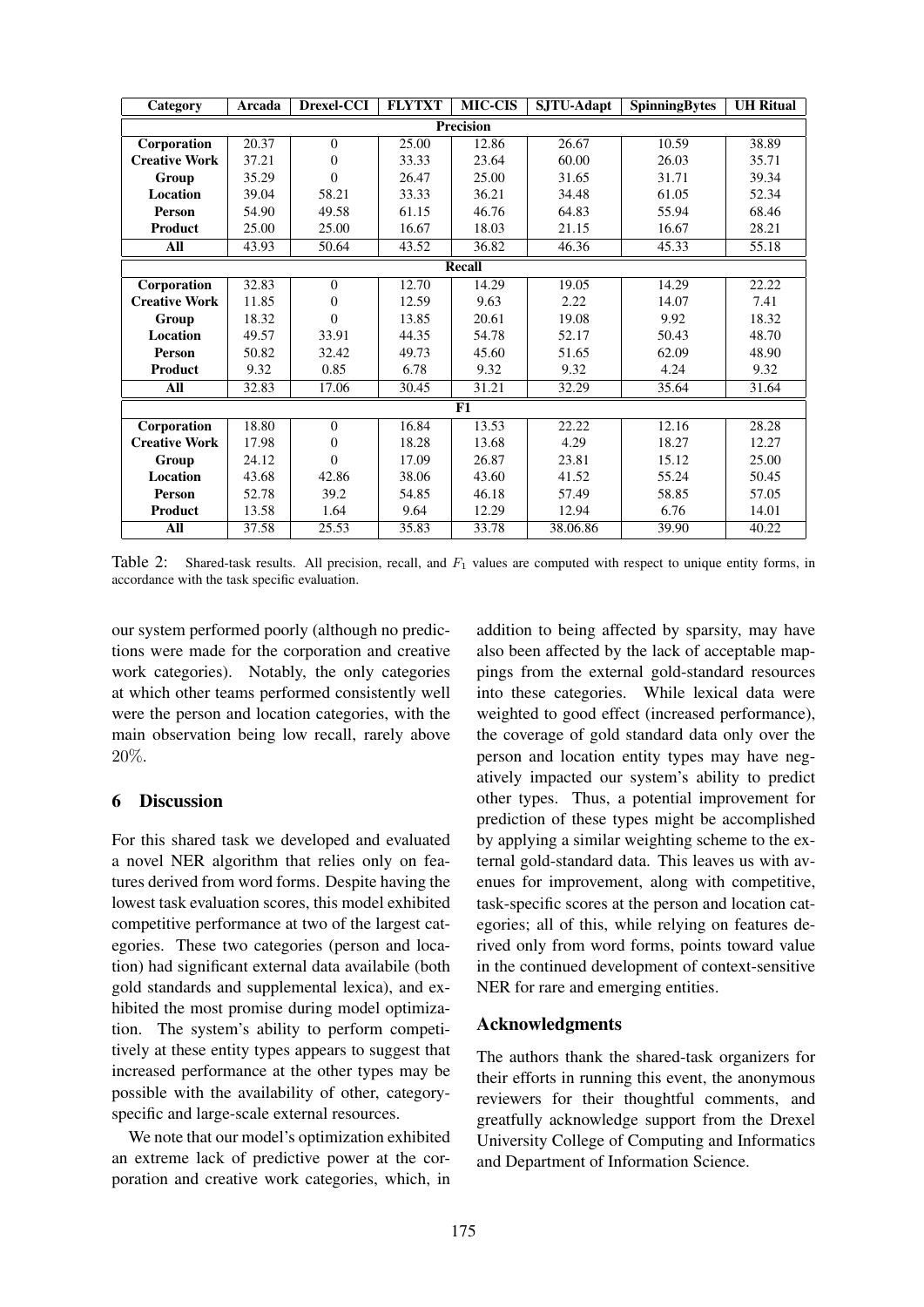| Category | Arcada | Drexel-CCI | FLYTXT | MIC-CIS | SJTU-Adapt | SpinningBytes | UH Ritual |
|---|---|---|---|---|---|---|---|
| **Precision** | | | | | | | |
| **Corporation** | 20.37 | 0 | 25.00 | 12.86 | 26.67 | 10.59 | 38.89 |
| **Creative Work** | 37.21 | 0 | 33.33 | 23.64 | 60.00 | 26.03 | 35.71 |
| **Group** | 35.29 | 0 | 26.47 | 25.00 | 31.65 | 31.71 | 39.34 |
| **Location** | 39.04 | 58.21 | 33.33 | 36.21 | 34.48 | 61.05 | 52.34 |
| **Person** | 54.90 | 49.58 | 61.15 | 46.76 | 64.83 | 55.94 | 68.46 |
| **Product** | 25.00 | 25.00 | 16.67 | 18.03 | 21.15 | 16.67 | 28.21 |
| **All** | 43.93 | 50.64 | 43.52 | 36.82 | 46.36 | 45.33 | 55.18 |
| **Recall** | | | | | | | |
| **Corporation** | 32.83 | 0 | 12.70 | 14.29 | 19.05 | 14.29 | 22.22 |
| **Creative Work** | 11.85 | 0 | 12.59 | 9.63 | 2.22 | 14.07 | 7.41 |
| **Group** | 18.32 | 0 | 13.85 | 20.61 | 19.08 | 9.92 | 18.32 |
| **Location** | 49.57 | 33.91 | 44.35 | 54.78 | 52.17 | 50.43 | 48.70 |
| **Person** | 50.82 | 32.42 | 49.73 | 45.60 | 51.65 | 62.09 | 48.90 |
| **Product** | 9.32 | 0.85 | 6.78 | 9.32 | 9.32 | 4.24 | 9.32 |
| **All** | 32.83 | 17.06 | 30.45 | 31.21 | 32.29 | 35.64 | 31.64 |
| **F1** | | | | | | | |
| **Corporation** | 18.80 | 0 | 16.84 | 13.53 | 22.22 | 12.16 | 28.28 |
| **Creative Work** | 17.98 | 0 | 18.28 | 13.68 | 4.29 | 18.27 | 12.27 |
| **Group** | 24.12 | 0 | 17.09 | 26.87 | 23.81 | 15.12 | 25.00 |
| **Location** | 43.68 | 42.86 | 38.06 | 43.60 | 41.52 | 55.24 | 50.45 |
| **Person** | 52.78 | 39.2 | 54.85 | 46.18 | 57.49 | 58.85 | 57.05 |
| **Product** | 13.58 | 1.64 | 9.64 | 12.29 | 12.94 | 6.76 | 14.01 |
| **All** | 37.58 | 25.53 | 35.83 | 33.78 | 38.06.86 | 39.90 | 40.22 |

Table 2: Shared-task results. All precision, recall, and $F_1$ values are computed with respect to unique entity forms, in accordance with the task specific evaluation.

our system performed poorly (although no predictions were made for the corporation and creative work categories). Notably, the only categories at which other teams performed consistently well were the person and location categories, with the main observation being low recall, rarely above 20%.

## 6 Discussion

For this shared task we developed and evaluated a novel NER algorithm that relies only on features derived from word forms. Despite having the lowest task evaluation scores, this model exhibited competitive performance at two of the largest categories. These two categories (person and location) had significant external data availabile (both gold standards and supplemental lexica), and exhibited the most promise during model optimization. The system's ability to perform competitively at these entity types appears to suggest that increased performance at the other types may be possible with the availability of other, category-specific and large-scale external resources.

We note that our model's optimization exhibited an extreme lack of predictive power at the corporation and creative work categories, which, in addition to being affected by sparsity, may have also been affected by the lack of acceptable mappings from the external gold-standard resources into these categories. While lexical data were weighted to good effect (increased performance), the coverage of gold standard data only over the person and location entity types may have negatively impacted our system's ability to predict other types. Thus, a potential improvement for prediction of these types might be accomplished by applying a similar weighting scheme to the external gold-standard data. This leaves us with avenues for improvement, along with competitive, task-specific scores at the person and location categories; all of this, while relying on features derived only from word forms, points toward value in the continued development of context-sensitive NER for rare and emerging entities.

## Acknowledgments

The authors thank the shared-task organizers for their efforts in running this event, the anonymous reviewers for their thoughtful comments, and greatfully acknowledge support from the Drexel University College of Computing and Informatics and Department of Information Science.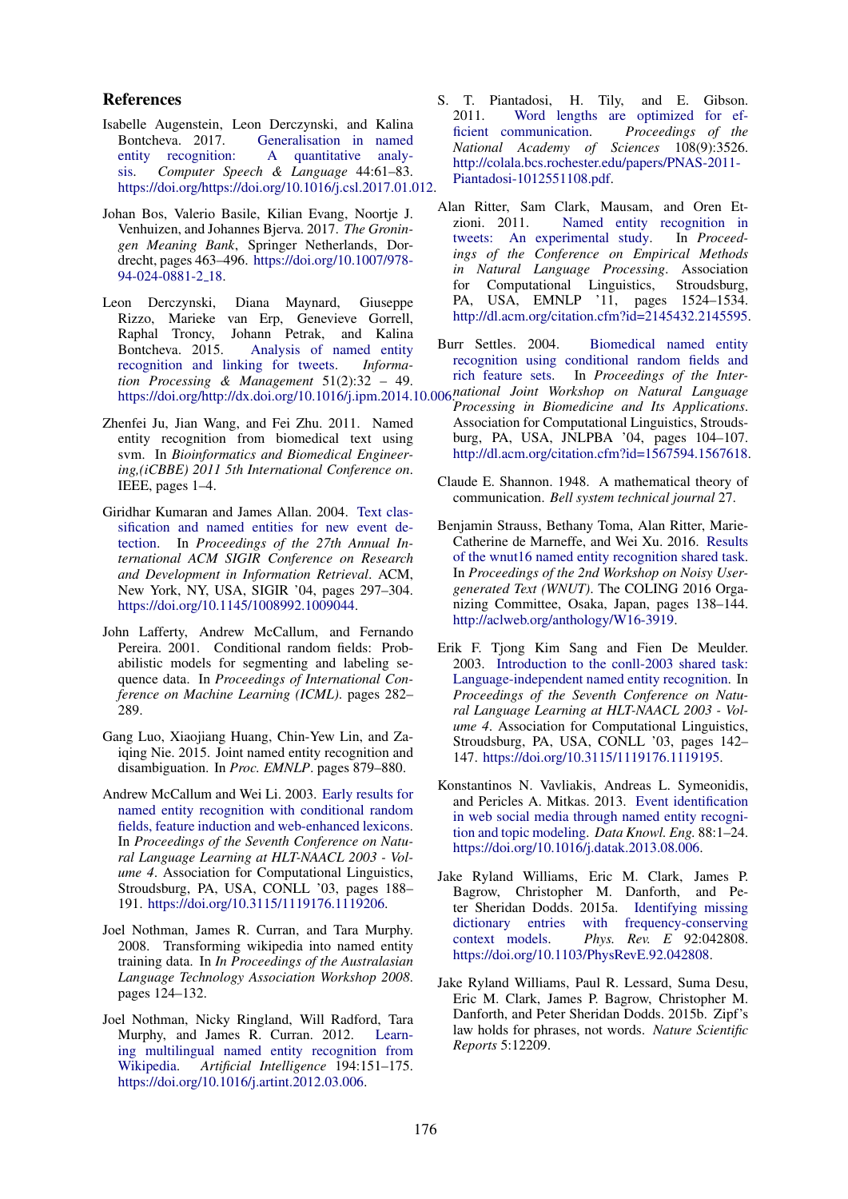## References

Isabelle Augenstein, Leon Derczynski, and Kalina Bontcheva. 2017. Generalisation in named entity recognition: A quantitative analysis. *Computer Speech & Language* 44:61–83. https://doi.org/https://doi.org/10.1016/j.csl.2017.01.012.

Johan Bos, Valerio Basile, Kilian Evang, Noortje J. Venhuizen, and Johannes Bjerva. 2017. *The Groningen Meaning Bank*, Springer Netherlands, Dordrecht, pages 463–496. https://doi.org/10.1007/978-94-024-0881-2_18.

Leon Derczynski, Diana Maynard, Giuseppe Rizzo, Marieke van Erp, Genevieve Gorrell, Raphal Troncy, Johann Petrak, and Kalina Bontcheva. 2015. Analysis of named entity recognition and linking for tweets. *Information Processing & Management* 51(2):32 – 49. https://doi.org/http://dx.doi.org/10.1016/j.ipm.2014.10.006.

Zhenfei Ju, Jian Wang, and Fei Zhu. 2011. Named entity recognition from biomedical text using svm. In *Bioinformatics and Biomedical Engineering,(iCBBE) 2011 5th International Conference on*. IEEE, pages 1–4.

Giridhar Kumaran and James Allan. 2004. Text classification and named entities for new event detection. In *Proceedings of the 27th Annual International ACM SIGIR Conference on Research and Development in Information Retrieval*. ACM, New York, NY, USA, SIGIR '04, pages 297–304. https://doi.org/10.1145/1008992.1009044.

John Lafferty, Andrew McCallum, and Fernando Pereira. 2001. Conditional random fields: Probabilistic models for segmenting and labeling sequence data. In *Proceedings of International Conference on Machine Learning (ICML)*. pages 282–289.

Gang Luo, Xiaojiang Huang, Chin-Yew Lin, and Zaiqing Nie. 2015. Joint named entity recognition and disambiguation. In *Proc. EMNLP*. pages 879–880.

Andrew McCallum and Wei Li. 2003. Early results for named entity recognition with conditional random fields, feature induction and web-enhanced lexicons. In *Proceedings of the Seventh Conference on Natural Language Learning at HLT-NAACL 2003 - Volume 4*. Association for Computational Linguistics, Stroudsburg, PA, USA, CONLL '03, pages 188–191. https://doi.org/10.3115/1119176.1119206.

Joel Nothman, James R. Curran, and Tara Murphy. 2008. Transforming wikipedia into named entity training data. In *In Proceedings of the Australasian Language Technology Association Workshop 2008*. pages 124–132.

Joel Nothman, Nicky Ringland, Will Radford, Tara Murphy, and James R. Curran. 2012. Learning multilingual named entity recognition from Wikipedia. *Artificial Intelligence* 194:151–175. https://doi.org/10.1016/j.artint.2012.03.006.

S. T. Piantadosi, H. Tily, and E. Gibson. 2011. Word lengths are optimized for efficient communication. *Proceedings of the National Academy of Sciences* 108(9):3526. http://colala.bcs.rochester.edu/papers/PNAS-2011-Piantadosi-1012551108.pdf.

Alan Ritter, Sam Clark, Mausam, and Oren Etzioni. 2011. Named entity recognition in tweets: An experimental study. In *Proceedings of the Conference on Empirical Methods in Natural Language Processing*. Association for Computational Linguistics, Stroudsburg, PA, USA, EMNLP '11, pages 1524–1534. http://dl.acm.org/citation.cfm?id=2145432.2145595.

Burr Settles. 2004. Biomedical named entity recognition using conditional random fields and rich feature sets. In *Proceedings of the International Joint Workshop on Natural Language Processing in Biomedicine and Its Applications*. Association for Computational Linguistics, Stroudsburg, PA, USA, JNLPBA '04, pages 104–107. http://dl.acm.org/citation.cfm?id=1567594.1567618.

Claude E. Shannon. 1948. A mathematical theory of communication. *Bell system technical journal* 27.

Benjamin Strauss, Bethany Toma, Alan Ritter, Marie-Catherine de Marneffe, and Wei Xu. 2016. Results of the wnut16 named entity recognition shared task. In *Proceedings of the 2nd Workshop on Noisy User-generated Text (WNUT)*. The COLING 2016 Organizing Committee, Osaka, Japan, pages 138–144. http://aclweb.org/anthology/W16-3919.

Erik F. Tjong Kim Sang and Fien De Meulder. 2003. Introduction to the conll-2003 shared task: Language-independent named entity recognition. In *Proceedings of the Seventh Conference on Natural Language Learning at HLT-NAACL 2003 - Volume 4*. Association for Computational Linguistics, Stroudsburg, PA, USA, CONLL '03, pages 142–147. https://doi.org/10.3115/1119176.1119195.

Konstantinos N. Vavliakis, Andreas L. Symeonidis, and Pericles A. Mitkas. 2013. Event identification in web social media through named entity recognition and topic modeling. *Data Knowl. Eng.* 88:1–24. https://doi.org/10.1016/j.datak.2013.08.006.

Jake Ryland Williams, Eric M. Clark, James P. Bagrow, Christopher M. Danforth, and Peter Sheridan Dodds. 2015a. Identifying missing dictionary entries with frequency-conserving context models. *Phys. Rev. E* 92:042808. https://doi.org/10.1103/PhysRevE.92.042808.

Jake Ryland Williams, Paul R. Lessard, Suma Desu, Eric M. Clark, James P. Bagrow, Christopher M. Danforth, and Peter Sheridan Dodds. 2015b. Zipf's law holds for phrases, not words. *Nature Scientific Reports* 5:12209.